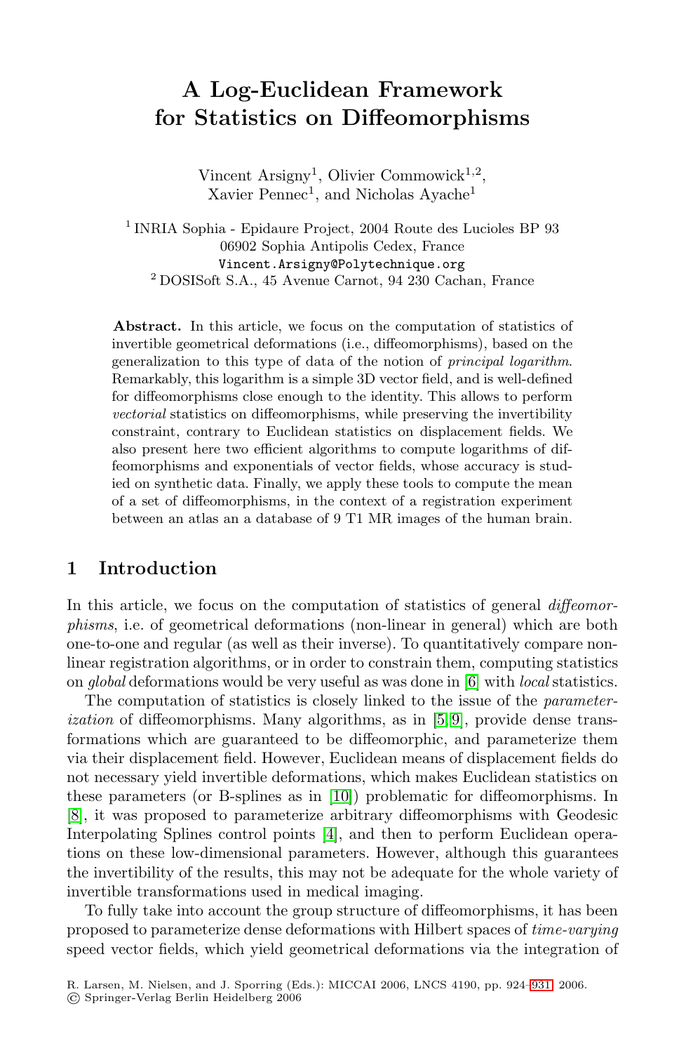# A Log-Euclidean Framework for Statistics on Diffeomorphisms

Vincent Arsigny[1], Olivier Commowick[1,2], Xavier Pennec[1], and Nicholas Ayache[1]

[1] INRIA Sophia - Epidaure Project, 2004 Route des Lucioles BP 93 06902 Sophia Antipolis Cedex, France
Vincent.Arsigny@Polytechnique.org
[2] DOSISoft S.A., 45 Avenue Carnot, 94 230 Cachan, France

**Abstract.** In this article, we focus on the computation of statistics of invertible geometrical deformations (i.e., diffeomorphisms), based on the generalization to this type of data of the notion of *principal logarithm*. Remarkably, this logarithm is a simple 3D vector field, and is well-defined for diffeomorphisms close enough to the identity. This allows to perform *vectorial* statistics on diffeomorphisms, while preserving the invertibility constraint, contrary to Euclidean statistics on displacement fields. We also present here two efficient algorithms to compute logarithms of diffeomorphisms and exponentials of vector fields, whose accuracy is studied on synthetic data. Finally, we apply these tools to compute the mean of a set of diffeomorphisms, in the context of a registration experiment between an atlas an a database of 9 T1 MR images of the human brain.

## 1 Introduction

In this article, we focus on the computation of statistics of general *diffeomorphisms*, i.e. of geometrical deformations (non-linear in general) which are both one-to-one and regular (as well as their inverse). To quantitatively compare non-linear registration algorithms, or in order to constrain them, computing statistics on *global* deformations would be very useful as was done in [6] with *local* statistics.

The computation of statistics is closely linked to the issue of the *parameterization* of diffeomorphisms. Many algorithms, as in [5,9], provide dense transformations which are guaranteed to be diffeomorphic, and parameterize them via their displacement field. However, Euclidean means of displacement fields do not necessary yield invertible deformations, which makes Euclidean statistics on these parameters (or B-splines as in [10]) problematic for diffeomorphisms. In [8], it was proposed to parameterize arbitrary diffeomorphisms with Geodesic Interpolating Splines control points [4], and then to perform Euclidean operations on these low-dimensional parameters. However, although this guarantees the invertibility of the results, this may not be adequate for the whole variety of invertible transformations used in medical imaging.

To fully take into account the group structure of diffeomorphisms, it has been proposed to parameterize dense deformations with Hilbert spaces of *time-varying* speed vector fields, which yield geometrical deformations via the integration of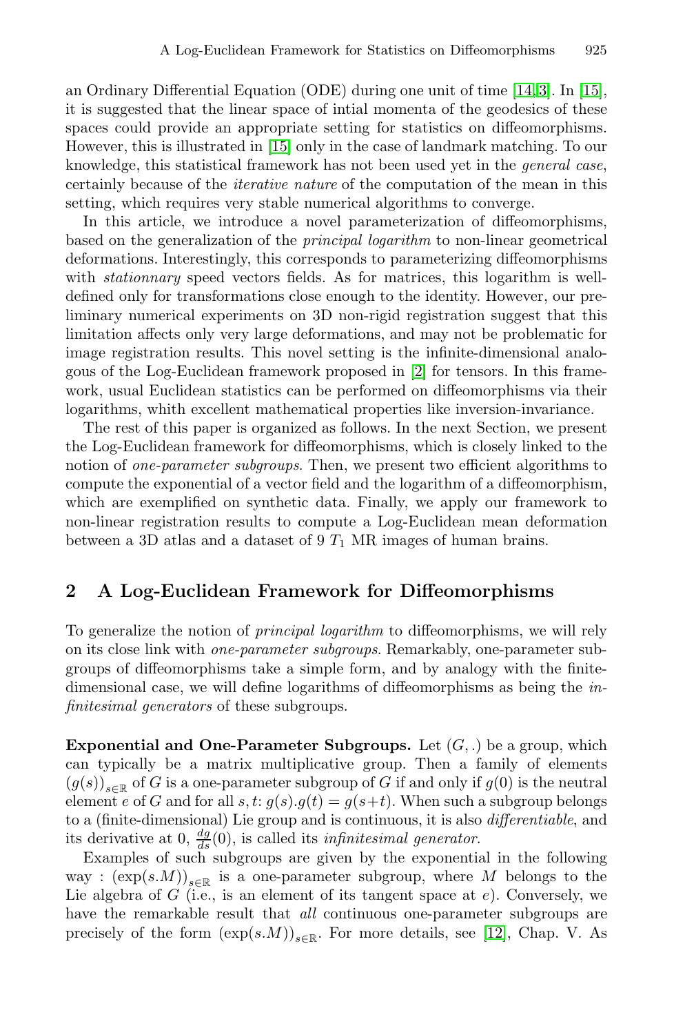an Ordinary Differential Equation (ODE) during one unit of time [14,3]. In [15], it is suggested that the linear space of intial momenta of the geodesics of these spaces could provide an appropriate setting for statistics on diffeomorphisms. However, this is illustrated in [15] only in the case of landmark matching. To our knowledge, this statistical framework has not been used yet in the *general case*, certainly because of the *iterative nature* of the computation of the mean in this setting, which requires very stable numerical algorithms to converge.

In this article, we introduce a novel parameterization of diffeomorphisms, based on the generalization of the *principal logarithm* to non-linear geometrical deformations. Interestingly, this corresponds to parameterizing diffeomorphisms with *stationnary* speed vectors fields. As for matrices, this logarithm is well-defined only for transformations close enough to the identity. However, our preliminary numerical experiments on 3D non-rigid registration suggest that this limitation affects only very large deformations, and may not be problematic for image registration results. This novel setting is the infinite-dimensional analogous of the Log-Euclidean framework proposed in [2] for tensors. In this framework, usual Euclidean statistics can be performed on diffeomorphisms via their logarithms, whith excellent mathematical properties like inversion-invariance.

The rest of this paper is organized as follows. In the next Section, we present the Log-Euclidean framework for diffeomorphisms, which is closely linked to the notion of *one-parameter subgroups*. Then, we present two efficient algorithms to compute the exponential of a vector field and the logarithm of a diffeomorphism, which are exemplified on synthetic data. Finally, we apply our framework to non-linear registration results to compute a Log-Euclidean mean deformation between a 3D atlas and a dataset of 9 $T_1$ MR images of human brains.

## 2 A Log-Euclidean Framework for Diffeomorphisms

To generalize the notion of *principal logarithm* to diffeomorphisms, we will rely on its close link with *one-parameter subgroups*. Remarkably, one-parameter subgroups of diffeomorphisms take a simple form, and by analogy with the finite-dimensional case, we will define logarithms of diffeomorphisms as being the *infinitesimal generators* of these subgroups.

**Exponential and One-Parameter Subgroups.** Let $(G, .)$ be a group, which can typically be a matrix multiplicative group. Then a family of elements $(g(s))_{s \in \mathbb{R}}$ of $G$ is a one-parameter subgroup of $G$ if and only if $g(0)$ is the neutral element $e$ of $G$ and for all $s, t$: $g(s).g(t) = g(s+t)$. When such a subgroup belongs to a (finite-dimensional) Lie group and is continuous, it is also *differentiable*, and its derivative at 0, $\frac{dg}{ds}(0)$, is called its *infinitesimal generator*.

Examples of such subgroups are given by the exponential in the following way : $(\exp(s.M))_{s \in \mathbb{R}}$ is a one-parameter subgroup, where $M$ belongs to the Lie algebra of $G$ (i.e., is an element of its tangent space at $e$). Conversely, we have the remarkable result that *all* continuous one-parameter subgroups are precisely of the form $(\exp(s.M))_{s \in \mathbb{R}}$. For more details, see [12], Chap. V. As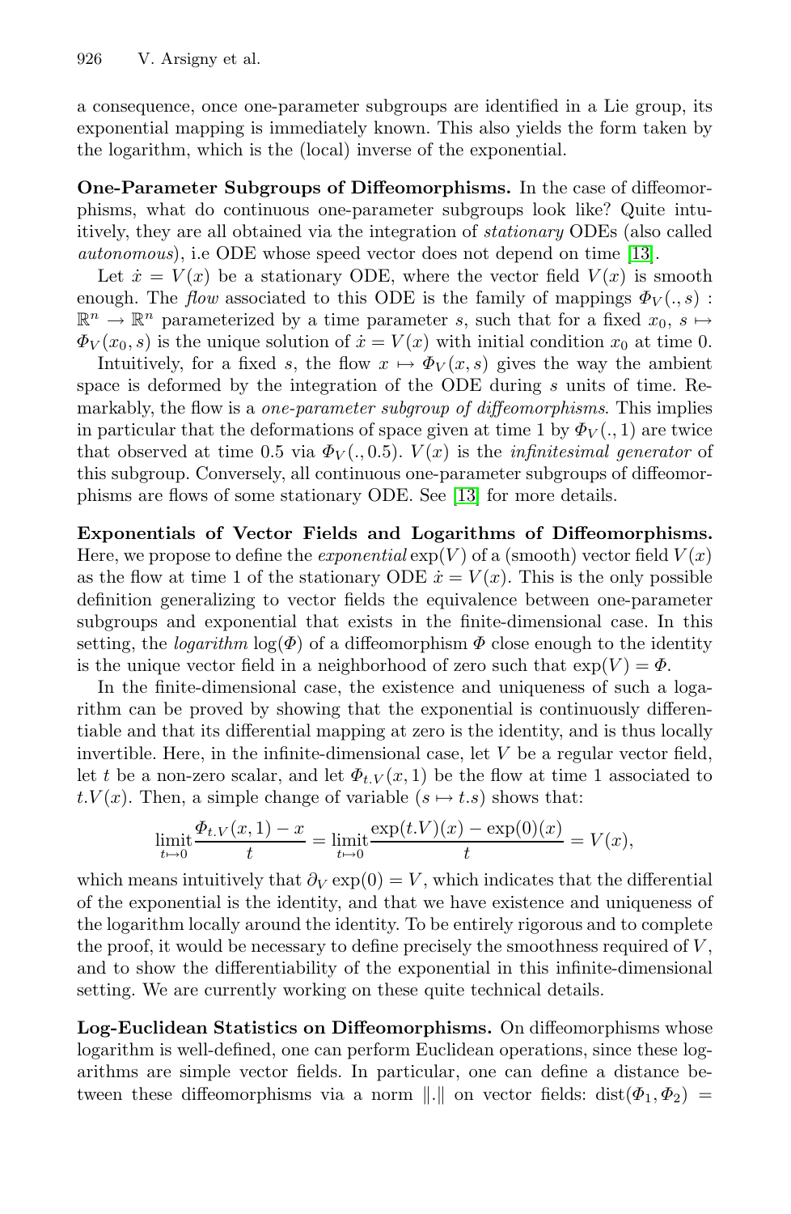a consequence, once one-parameter subgroups are identified in a Lie group, its exponential mapping is immediately known. This also yields the form taken by the logarithm, which is the (local) inverse of the exponential.

**One-Parameter Subgroups of Diffeomorphisms.** In the case of diffeomorphisms, what do continuous one-parameter subgroups look like? Quite intuitively, they are all obtained via the integration of *stationary* ODEs (also called *autonomous*), i.e ODE whose speed vector does not depend on time [13].

Let $\dot{x} = V(x)$ be a stationary ODE, where the vector field $V(x)$ is smooth enough. The *flow* associated to this ODE is the family of mappings $\Phi_V(., s) : \mathbb{R}^n \to \mathbb{R}^n$ parameterized by a time parameter $s$, such that for a fixed $x_0$, $s \mapsto \Phi_V(x_0, s)$ is the unique solution of $\dot{x} = V(x)$ with initial condition $x_0$ at time 0.

Intuitively, for a fixed $s$, the flow $x \mapsto \Phi_V(x, s)$ gives the way the ambient space is deformed by the integration of the ODE during $s$ units of time. Remarkably, the flow is a *one-parameter subgroup of diffeomorphisms*. This implies in particular that the deformations of space given at time 1 by $\Phi_V(., 1)$ are twice that observed at time 0.5 via $\Phi_V(., 0.5)$. $V(x)$ is the *infinitesimal generator* of this subgroup. Conversely, all continuous one-parameter subgroups of diffeomorphisms are flows of some stationary ODE. See [13] for more details.

**Exponentials of Vector Fields and Logarithms of Diffeomorphisms.** Here, we propose to define the *exponential* $\exp(V)$ of a (smooth) vector field $V(x)$ as the flow at time 1 of the stationary ODE $\dot{x} = V(x)$. This is the only possible definition generalizing to vector fields the equivalence between one-parameter subgroups and exponential that exists in the finite-dimensional case. In this setting, the *logarithm* $\log(\Phi)$ of a diffeomorphism $\Phi$ close enough to the identity is the unique vector field in a neighborhood of zero such that $\exp(V) = \Phi$.

In the finite-dimensional case, the existence and uniqueness of such a logarithm can be proved by showing that the exponential is continuously differentiable and that its differential mapping at zero is the identity, and is thus locally invertible. Here, in the infinite-dimensional case, let $V$ be a regular vector field, let $t$ be a non-zero scalar, and let $\Phi_{t.V}(x, 1)$ be the flow at time 1 associated to $t.V(x)$. Then, a simple change of variable ($s \mapsto t.s$) shows that:

$$\underset{t \mapsto 0}{\text{limit}} \frac{\Phi_{t.V}(x, 1) - x}{t} = \underset{t \mapsto 0}{\text{limit}} \frac{\exp(t.V)(x) - \exp(0)(x)}{t} = V(x),$$

which means intuitively that $\partial_V \exp(0) = V$, which indicates that the differential of the exponential is the identity, and that we have existence and uniqueness of the logarithm locally around the identity. To be entirely rigorous and to complete the proof, it would be necessary to define precisely the smoothness required of $V$, and to show the differentiability of the exponential in this infinite-dimensional setting. We are currently working on these quite technical details.

**Log-Euclidean Statistics on Diffeomorphisms.** On diffeomorphisms whose logarithm is well-defined, one can perform Euclidean operations, since these logarithms are simple vector fields. In particular, one can define a distance between these diffeomorphisms via a norm $\|.\|$ on vector fields: $\text{dist}(\Phi_1, \Phi_2) =$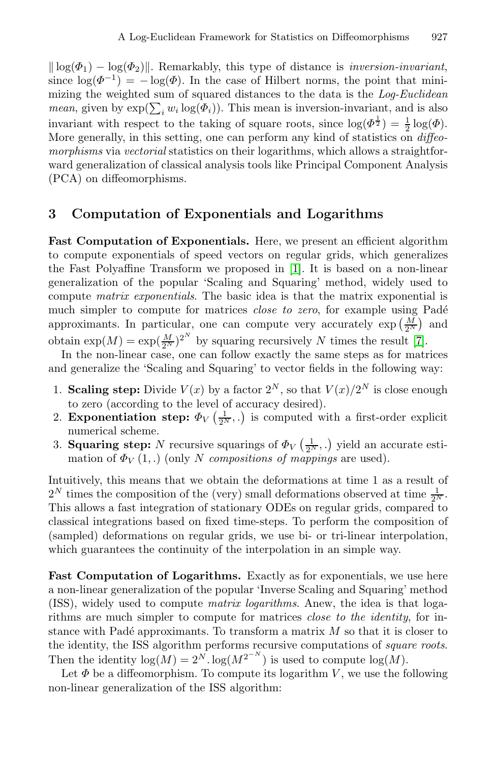$\| \log(\Phi_1) - \log(\Phi_2) \|$. Remarkably, this type of distance is *inversion-invariant*, since $\log(\Phi^{-1}) = -\log(\Phi)$. In the case of Hilbert norms, the point that minimizing the weighted sum of squared distances to the data is the *Log-Euclidean mean*, given by $\exp(\sum_i w_i \log(\Phi_i))$. This mean is inversion-invariant, and is also invariant with respect to the taking of square roots, since $\log(\Phi^{\frac{1}{2}}) = \frac{1}{2}\log(\Phi)$. More generally, in this setting, one can perform any kind of statistics on *diffeomorphisms* via *vectorial* statistics on their logarithms, which allows a straightforward generalization of classical analysis tools like Principal Component Analysis (PCA) on diffeomorphisms.

## 3 Computation of Exponentials and Logarithms

**Fast Computation of Exponentials.** Here, we present an efficient algorithm to compute exponentials of speed vectors on regular grids, which generalizes the Fast Polyaffine Transform we proposed in [1]. It is based on a non-linear generalization of the popular 'Scaling and Squaring' method, widely used to compute *matrix exponentials*. The basic idea is that the matrix exponential is much simpler to compute for matrices *close to zero*, for example using Padé approximants. In particular, one can compute very accurately $\exp\left(\frac{M}{2^N}\right)$ and obtain $\exp(M) = \exp(\frac{M}{2^N})^{2^N}$ by squaring recursively $N$ times the result [7].

In the non-linear case, one can follow exactly the same steps as for matrices and generalize the 'Scaling and Squaring' to vector fields in the following way:

1. **Scaling step:** Divide $V(x)$ by a factor $2^N$, so that $V(x)/2^N$ is close enough to zero (according to the level of accuracy desired).
2. **Exponentiation step:** $\Phi_V\left(\frac{1}{2^N}, .\right)$ is computed with a first-order explicit numerical scheme.
3. **Squaring step:** $N$ recursive squarings of $\Phi_V\left(\frac{1}{2^N}, .\right)$ yield an accurate estimation of $\Phi_V(1, .)$ (only $N$ *compositions of mappings* are used).

Intuitively, this means that we obtain the deformations at time 1 as a result of $2^N$ times the composition of the (very) small deformations observed at time $\frac{1}{2^N}$. This allows a fast integration of stationary ODEs on regular grids, compared to classical integrations based on fixed time-steps. To perform the composition of (sampled) deformations on regular grids, we use bi- or tri-linear interpolation, which guarantees the continuity of the interpolation in an simple way.

**Fast Computation of Logarithms.** Exactly as for exponentials, we use here a non-linear generalization of the popular 'Inverse Scaling and Squaring' method (ISS), widely used to compute *matrix logarithms*. Anew, the idea is that logarithms are much simpler to compute for matrices *close to the identity*, for instance with Padé approximants. To transform a matrix $M$ so that it is closer to the identity, the ISS algorithm performs recursive computations of *square roots*. Then the identity $\log(M) = 2^N.\log(M^{2^{-N}})$ is used to compute $\log(M)$.

Let $\Phi$ be a diffeomorphism. To compute its logarithm $V$, we use the following non-linear generalization of the ISS algorithm: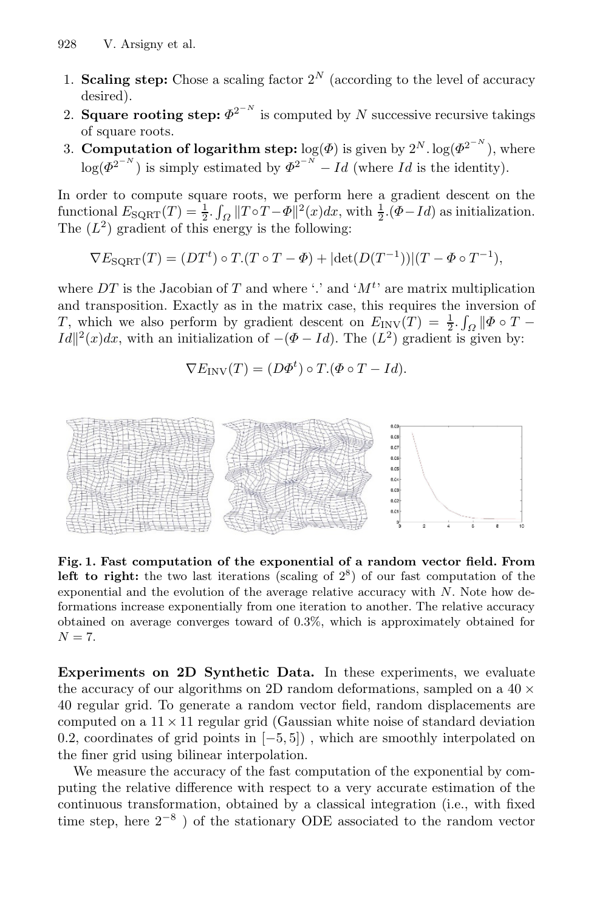1. **Scaling step:** Chose a scaling factor $2^N$ (according to the level of accuracy desired).
2. **Square rooting step:** $\Phi^{2^{-N}}$ is computed by $N$ successive recursive takings of square roots.
3. **Computation of logarithm step:** $\log(\Phi)$ is given by $2^N.\log(\Phi^{2^{-N}})$, where $\log(\Phi^{2^{-N}})$ is simply estimated by $\Phi^{2^{-N}} - Id$ (where $Id$ is the identity).

In order to compute square roots, we perform here a gradient descent on the functional $E_{\text{SQRT}}(T) = \frac{1}{2}.\int_\Omega \|T \circ T - \Phi\|^2(x)dx$, with $\frac{1}{2}.(\Phi - Id)$ as initialization. The ($L^2$) gradient of this energy is the following:

$$\nabla E_{\text{SQRT}}(T) = (DT^t) \circ T.(T \circ T - \Phi) + |\det(D(T^{-1}))|(T - \Phi \circ T^{-1}),$$

where $DT$ is the Jacobian of $T$ and where '.' and '$M^t$' are matrix multiplication and transposition. Exactly as in the matrix case, this requires the inversion of $T$, which we also perform by gradient descent on $E_{\text{INV}}(T) = \frac{1}{2}.\int_\Omega \|\Phi \circ T - Id\|^2(x)dx$, with an initialization of $-(\Phi - Id)$. The ($L^2$) gradient is given by:

$$\nabla E_{\text{INV}}(T) = (D\Phi^t) \circ T.(\Phi \circ T - Id).$$

**Fig. 1. Fast computation of the exponential of a random vector field. From left to right:** the two last iterations (scaling of $2^8$) of our fast computation of the exponential and the evolution of the average relative accuracy with $N$. Note how deformations increase exponentially from one iteration to another. The relative accuracy obtained on average converges toward of 0.3%, which is approximately obtained for $N = 7$.

**Experiments on 2D Synthetic Data.** In these experiments, we evaluate the accuracy of our algorithms on 2D random deformations, sampled on a $40 \times 40$ regular grid. To generate a random vector field, random displacements are computed on a $11 \times 11$ regular grid (Gaussian white noise of standard deviation 0.2, coordinates of grid points in $[-5, 5]$) , which are smoothly interpolated on the finer grid using bilinear interpolation.

We measure the accuracy of the fast computation of the exponential by computing the relative difference with respect to a very accurate estimation of the continuous transformation, obtained by a classical integration (i.e., with fixed time step, here $2^{-8}$ ) of the stationary ODE associated to the random vector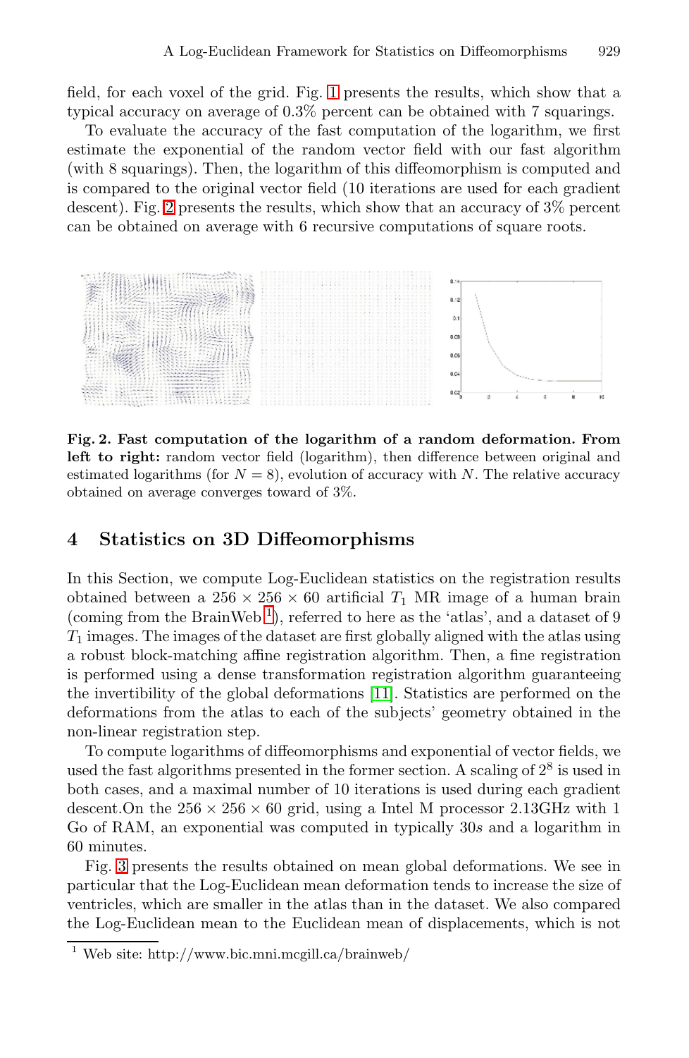field, for each voxel of the grid. Fig. 1 presents the results, which show that a typical accuracy on average of 0.3% percent can be obtained with 7 squarings.

To evaluate the accuracy of the fast computation of the logarithm, we first estimate the exponential of the random vector field with our fast algorithm (with 8 squarings). Then, the logarithm of this diffeomorphism is computed and is compared to the original vector field (10 iterations are used for each gradient descent). Fig. 2 presents the results, which show that an accuracy of 3% percent can be obtained on average with 6 recursive computations of square roots.

**Fig. 2. Fast computation of the logarithm of a random deformation. From left to right:** random vector field (logarithm), then difference between original and estimated logarithms (for $N = 8$), evolution of accuracy with $N$. The relative accuracy obtained on average converges toward of 3%.

## 4 Statistics on 3D Diffeomorphisms

In this Section, we compute Log-Euclidean statistics on the registration results obtained between a $256 \times 256 \times 60$ artificial $T_1$ MR image of a human brain (coming from the BrainWeb [1]), referred to here as the 'atlas', and a dataset of 9 $T_1$ images. The images of the dataset are first globally aligned with the atlas using a robust block-matching affine registration algorithm. Then, a fine registration is performed using a dense transformation registration algorithm guaranteeing the invertibility of the global deformations [11]. Statistics are performed on the deformations from the atlas to each of the subjects' geometry obtained in the non-linear registration step.

To compute logarithms of diffeomorphisms and exponential of vector fields, we used the fast algorithms presented in the former section. A scaling of $2^8$ is used in both cases, and a maximal number of 10 iterations is used during each gradient descent.On the $256 \times 256 \times 60$ grid, using a Intel M processor 2.13GHz with 1 Go of RAM, an exponential was computed in typically $30s$ and a logarithm in 60 minutes.

Fig. 3 presents the results obtained on mean global deformations. We see in particular that the Log-Euclidean mean deformation tends to increase the size of ventricles, which are smaller in the atlas than in the dataset. We also compared the Log-Euclidean mean to the Euclidean mean of displacements, which is not

[1] Web site: http://www.bic.mni.mcgill.ca/brainweb/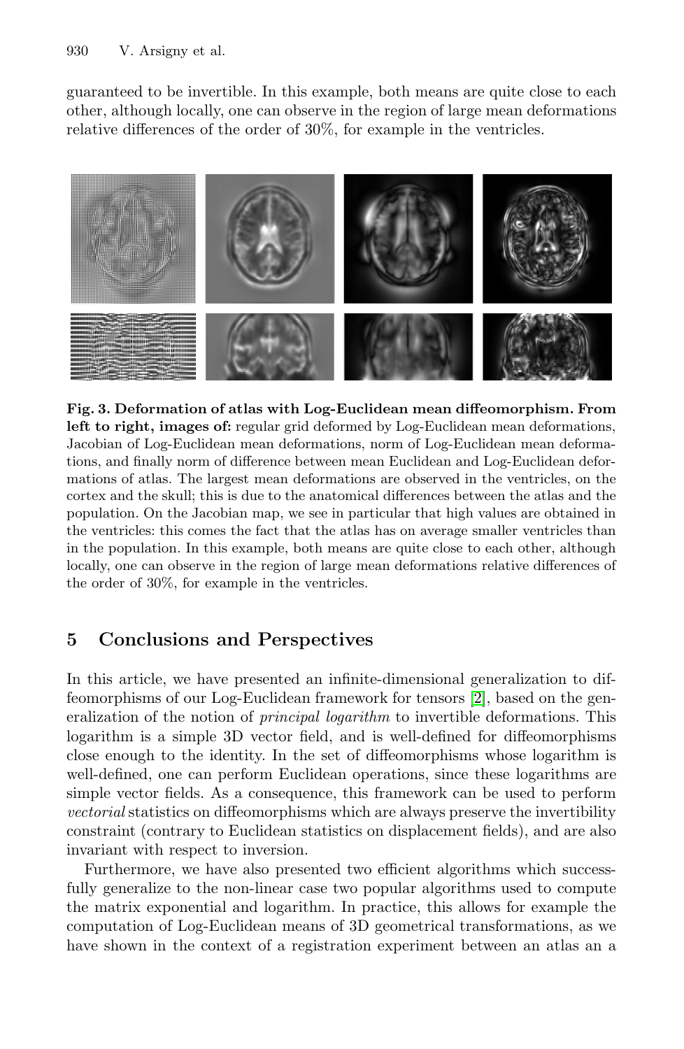guaranteed to be invertible. In this example, both means are quite close to each other, although locally, one can observe in the region of large mean deformations relative differences of the order of 30%, for example in the ventricles.

**Fig. 3. Deformation of atlas with Log-Euclidean mean diffeomorphism. From left to right, images of:** regular grid deformed by Log-Euclidean mean deformations, Jacobian of Log-Euclidean mean deformations, norm of Log-Euclidean mean deformations, and finally norm of difference between mean Euclidean and Log-Euclidean deformations of atlas. The largest mean deformations are observed in the ventricles, on the cortex and the skull; this is due to the anatomical differences between the atlas and the population. On the Jacobian map, we see in particular that high values are obtained in the ventricles: this comes the fact that the atlas has on average smaller ventricles than in the population. In this example, both means are quite close to each other, although locally, one can observe in the region of large mean deformations relative differences of the order of 30%, for example in the ventricles.

## 5 Conclusions and Perspectives

In this article, we have presented an infinite-dimensional generalization to diffeomorphisms of our Log-Euclidean framework for tensors [2], based on the generalization of the notion of *principal logarithm* to invertible deformations. This logarithm is a simple 3D vector field, and is well-defined for diffeomorphisms close enough to the identity. In the set of diffeomorphisms whose logarithm is well-defined, one can perform Euclidean operations, since these logarithms are simple vector fields. As a consequence, this framework can be used to perform *vectorial* statistics on diffeomorphisms which are always preserve the invertibility constraint (contrary to Euclidean statistics on displacement fields), and are also invariant with respect to inversion.

Furthermore, we have also presented two efficient algorithms which successfully generalize to the non-linear case two popular algorithms used to compute the matrix exponential and logarithm. In practice, this allows for example the computation of Log-Euclidean means of 3D geometrical transformations, as we have shown in the context of a registration experiment between an atlas an a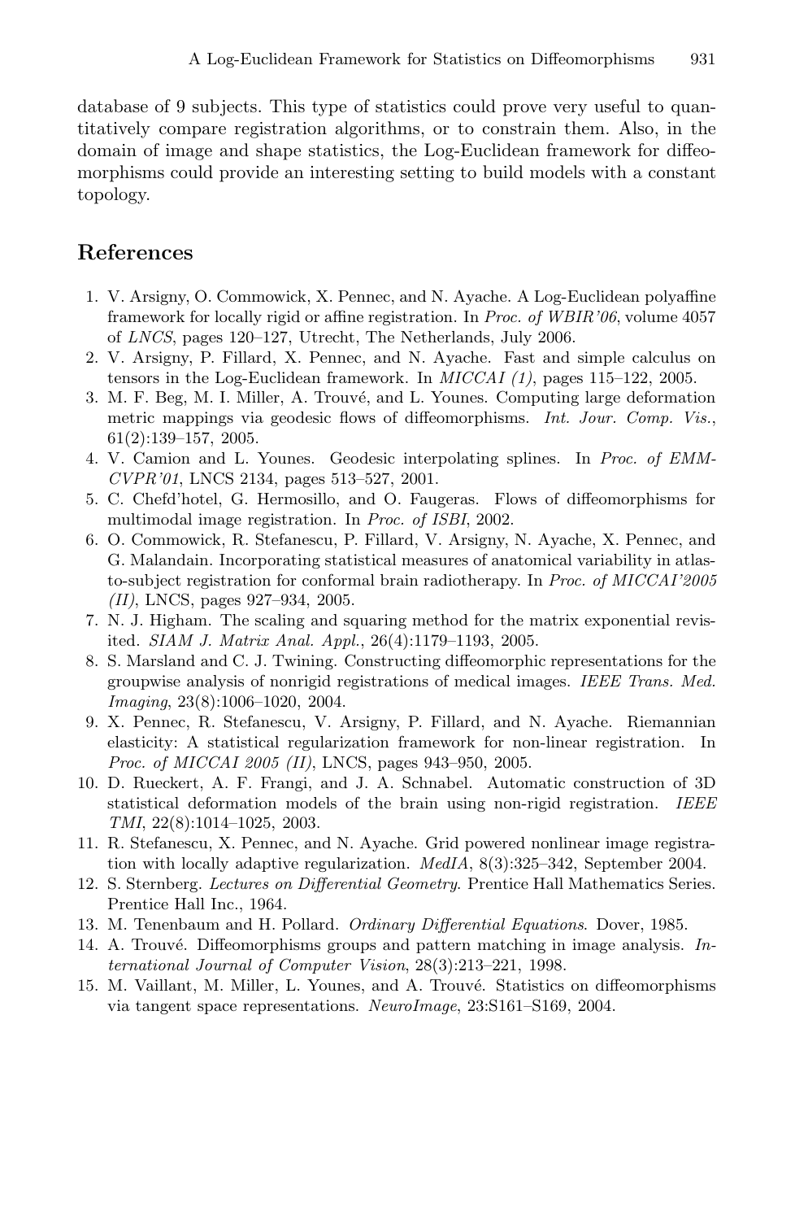database of 9 subjects. This type of statistics could prove very useful to quantitatively compare registration algorithms, or to constrain them. Also, in the domain of image and shape statistics, the Log-Euclidean framework for diffeomorphisms could provide an interesting setting to build models with a constant topology.

## References

1. V. Arsigny, O. Commowick, X. Pennec, and N. Ayache. A Log-Euclidean polyaffine framework for locally rigid or affine registration. In *Proc. of WBIR'06*, volume 4057 of *LNCS*, pages 120–127, Utrecht, The Netherlands, July 2006.
2. V. Arsigny, P. Fillard, X. Pennec, and N. Ayache. Fast and simple calculus on tensors in the Log-Euclidean framework. In *MICCAI (1)*, pages 115–122, 2005.
3. M. F. Beg, M. I. Miller, A. Trouvé, and L. Younes. Computing large deformation metric mappings via geodesic flows of diffeomorphisms. *Int. Jour. Comp. Vis.*, 61(2):139–157, 2005.
4. V. Camion and L. Younes. Geodesic interpolating splines. In *Proc. of EMM-CVPR'01*, LNCS 2134, pages 513–527, 2001.
5. C. Chefd'hotel, G. Hermosillo, and O. Faugeras. Flows of diffeomorphisms for multimodal image registration. In *Proc. of ISBI*, 2002.
6. O. Commowick, R. Stefanescu, P. Fillard, V. Arsigny, N. Ayache, X. Pennec, and G. Malandain. Incorporating statistical measures of anatomical variability in atlas-to-subject registration for conformal brain radiotherapy. In *Proc. of MICCAI'2005 (II)*, LNCS, pages 927–934, 2005.
7. N. J. Higham. The scaling and squaring method for the matrix exponential revisited. *SIAM J. Matrix Anal. Appl.*, 26(4):1179–1193, 2005.
8. S. Marsland and C. J. Twining. Constructing diffeomorphic representations for the groupwise analysis of nonrigid registrations of medical images. *IEEE Trans. Med. Imaging*, 23(8):1006–1020, 2004.
9. X. Pennec, R. Stefanescu, V. Arsigny, P. Fillard, and N. Ayache. Riemannian elasticity: A statistical regularization framework for non-linear registration. In *Proc. of MICCAI 2005 (II)*, LNCS, pages 943–950, 2005.
10. D. Rueckert, A. F. Frangi, and J. A. Schnabel. Automatic construction of 3D statistical deformation models of the brain using non-rigid registration. *IEEE TMI*, 22(8):1014–1025, 2003.
11. R. Stefanescu, X. Pennec, and N. Ayache. Grid powered nonlinear image registration with locally adaptive regularization. *MedIA*, 8(3):325–342, September 2004.
12. S. Sternberg. *Lectures on Differential Geometry*. Prentice Hall Mathematics Series. Prentice Hall Inc., 1964.
13. M. Tenenbaum and H. Pollard. *Ordinary Differential Equations*. Dover, 1985.
14. A. Trouvé. Diffeomorphisms groups and pattern matching in image analysis. *International Journal of Computer Vision*, 28(3):213–221, 1998.
15. M. Vaillant, M. Miller, L. Younes, and A. Trouvé. Statistics on diffeomorphisms via tangent space representations. *NeuroImage*, 23:S161–S169, 2004.